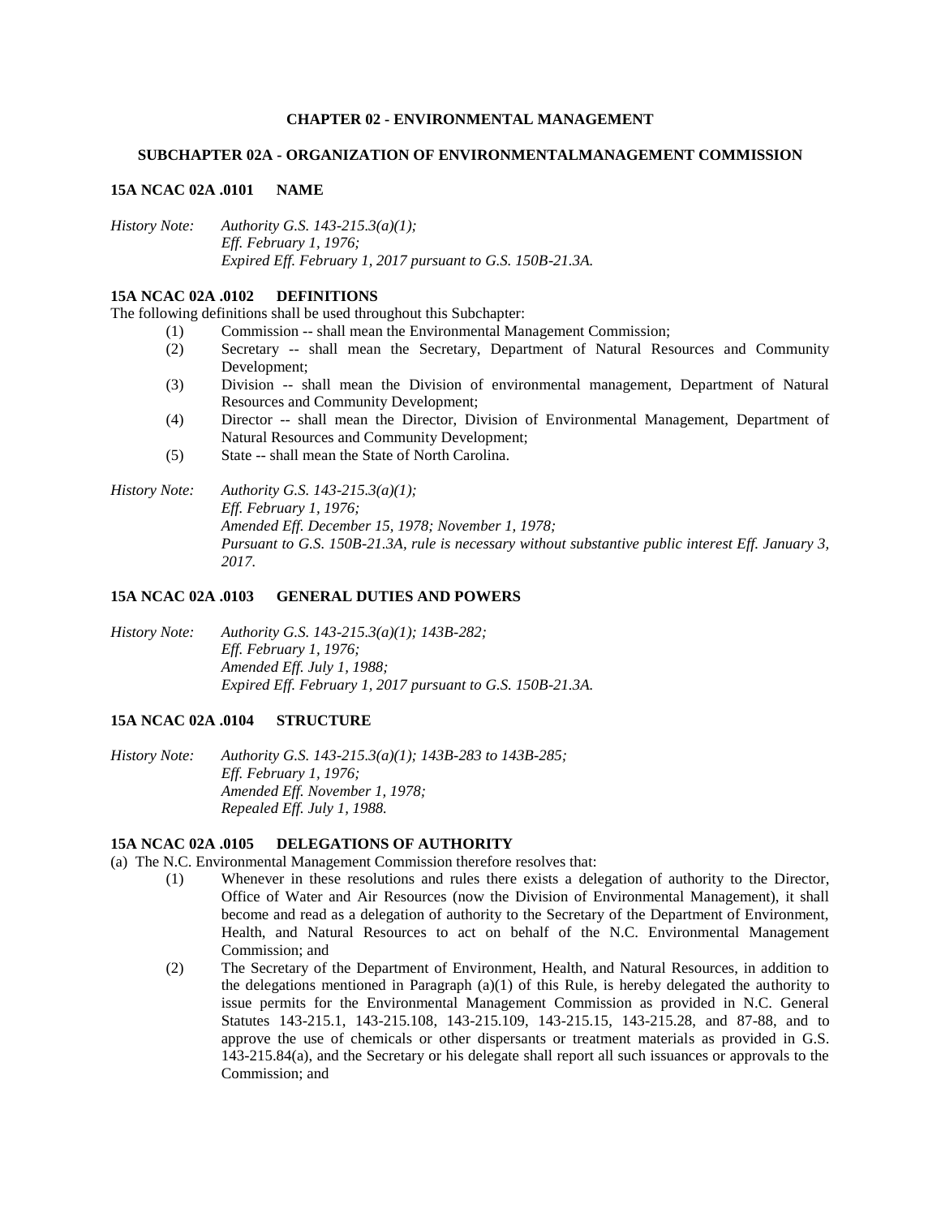# CHAPTER 02 - ENVIRONMENTAL MANAGEMENT

## SUBCHAPTER 02A - ORGANIZATION OF ENVIRONMENTALMANAGEMENT COMMISSION

### 15A NCAC 02A .0101 NAME

*History Note: Authority G.S. 143-215.3(a)(1);*
*Eff. February 1, 1976;*
*Expired Eff. February 1, 2017 pursuant to G.S. 150B-21.3A.*

### 15A NCAC 02A .0102 DEFINITIONS

The following definitions shall be used throughout this Subchapter:

(1) Commission -- shall mean the Environmental Management Commission;

(2) Secretary -- shall mean the Secretary, Department of Natural Resources and Community Development;

(3) Division -- shall mean the Division of environmental management, Department of Natural Resources and Community Development;

(4) Director -- shall mean the Director, Division of Environmental Management, Department of Natural Resources and Community Development;

(5) State -- shall mean the State of North Carolina.

*History Note: Authority G.S. 143-215.3(a)(1);*
*Eff. February 1, 1976;*
*Amended Eff. December 15, 1978; November 1, 1978;*
*Pursuant to G.S. 150B-21.3A, rule is necessary without substantive public interest Eff. January 3, 2017.*

### 15A NCAC 02A .0103 GENERAL DUTIES AND POWERS

*History Note: Authority G.S. 143-215.3(a)(1); 143B-282;*
*Eff. February 1, 1976;*
*Amended Eff. July 1, 1988;*
*Expired Eff. February 1, 2017 pursuant to G.S. 150B-21.3A.*

### 15A NCAC 02A .0104 STRUCTURE

*History Note: Authority G.S. 143-215.3(a)(1); 143B-283 to 143B-285;*
*Eff. February 1, 1976;*
*Amended Eff. November 1, 1978;*
*Repealed Eff. July 1, 1988.*

### 15A NCAC 02A .0105 DELEGATIONS OF AUTHORITY

(a) The N.C. Environmental Management Commission therefore resolves that:

(1) Whenever in these resolutions and rules there exists a delegation of authority to the Director, Office of Water and Air Resources (now the Division of Environmental Management), it shall become and read as a delegation of authority to the Secretary of the Department of Environment, Health, and Natural Resources to act on behalf of the N.C. Environmental Management Commission; and

(2) The Secretary of the Department of Environment, Health, and Natural Resources, in addition to the delegations mentioned in Paragraph (a)(1) of this Rule, is hereby delegated the authority to issue permits for the Environmental Management Commission as provided in N.C. General Statutes 143-215.1, 143-215.108, 143-215.109, 143-215.15, 143-215.28, and 87-88, and to approve the use of chemicals or other dispersants or treatment materials as provided in G.S. 143-215.84(a), and the Secretary or his delegate shall report all such issuances or approvals to the Commission; and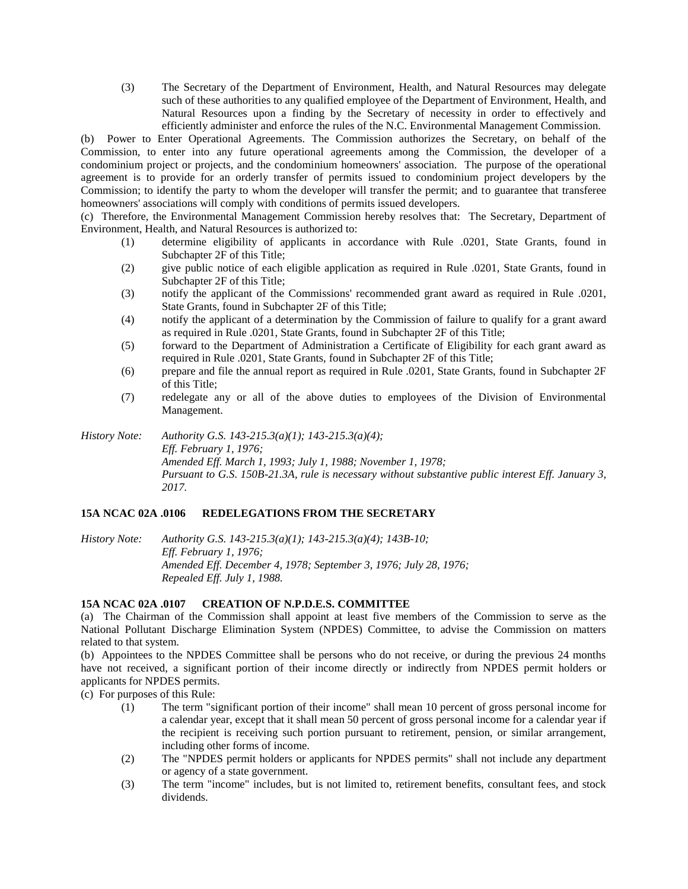(3) The Secretary of the Department of Environment, Health, and Natural Resources may delegate such of these authorities to any qualified employee of the Department of Environment, Health, and Natural Resources upon a finding by the Secretary of necessity in order to effectively and efficiently administer and enforce the rules of the N.C. Environmental Management Commission.

(b) Power to Enter Operational Agreements. The Commission authorizes the Secretary, on behalf of the Commission, to enter into any future operational agreements among the Commission, the developer of a condominium project or projects, and the condominium homeowners' association. The purpose of the operational agreement is to provide for an orderly transfer of permits issued to condominium project developers by the Commission; to identify the party to whom the developer will transfer the permit; and to guarantee that transferee homeowners' associations will comply with conditions of permits issued developers.

(c) Therefore, the Environmental Management Commission hereby resolves that: The Secretary, Department of Environment, Health, and Natural Resources is authorized to:

(1) determine eligibility of applicants in accordance with Rule .0201, State Grants, found in Subchapter 2F of this Title;
(2) give public notice of each eligible application as required in Rule .0201, State Grants, found in Subchapter 2F of this Title;
(3) notify the applicant of the Commissions' recommended grant award as required in Rule .0201, State Grants, found in Subchapter 2F of this Title;
(4) notify the applicant of a determination by the Commission of failure to qualify for a grant award as required in Rule .0201, State Grants, found in Subchapter 2F of this Title;
(5) forward to the Department of Administration a Certificate of Eligibility for each grant award as required in Rule .0201, State Grants, found in Subchapter 2F of this Title;
(6) prepare and file the annual report as required in Rule .0201, State Grants, found in Subchapter 2F of this Title;
(7) redelegate any or all of the above duties to employees of the Division of Environmental Management.

*History Note: Authority G.S. 143-215.3(a)(1); 143-215.3(a)(4);*
*Eff. February 1, 1976;*
*Amended Eff. March 1, 1993; July 1, 1988; November 1, 1978;*
*Pursuant to G.S. 150B-21.3A, rule is necessary without substantive public interest Eff. January 3, 2017.*

**15A NCAC 02A .0106 REDELEGATIONS FROM THE SECRETARY**

*History Note: Authority G.S. 143-215.3(a)(1); 143-215.3(a)(4); 143B-10;*
*Eff. February 1, 1976;*
*Amended Eff. December 4, 1978; September 3, 1976; July 28, 1976;*
*Repealed Eff. July 1, 1988.*

**15A NCAC 02A .0107 CREATION OF N.P.D.E.S. COMMITTEE**

(a) The Chairman of the Commission shall appoint at least five members of the Commission to serve as the National Pollutant Discharge Elimination System (NPDES) Committee, to advise the Commission on matters related to that system.

(b) Appointees to the NPDES Committee shall be persons who do not receive, or during the previous 24 months have not received, a significant portion of their income directly or indirectly from NPDES permit holders or applicants for NPDES permits.

(c) For purposes of this Rule:

(1) The term "significant portion of their income" shall mean 10 percent of gross personal income for a calendar year, except that it shall mean 50 percent of gross personal income for a calendar year if the recipient is receiving such portion pursuant to retirement, pension, or similar arrangement, including other forms of income.
(2) The "NPDES permit holders or applicants for NPDES permits" shall not include any department or agency of a state government.
(3) The term "income" includes, but is not limited to, retirement benefits, consultant fees, and stock dividends.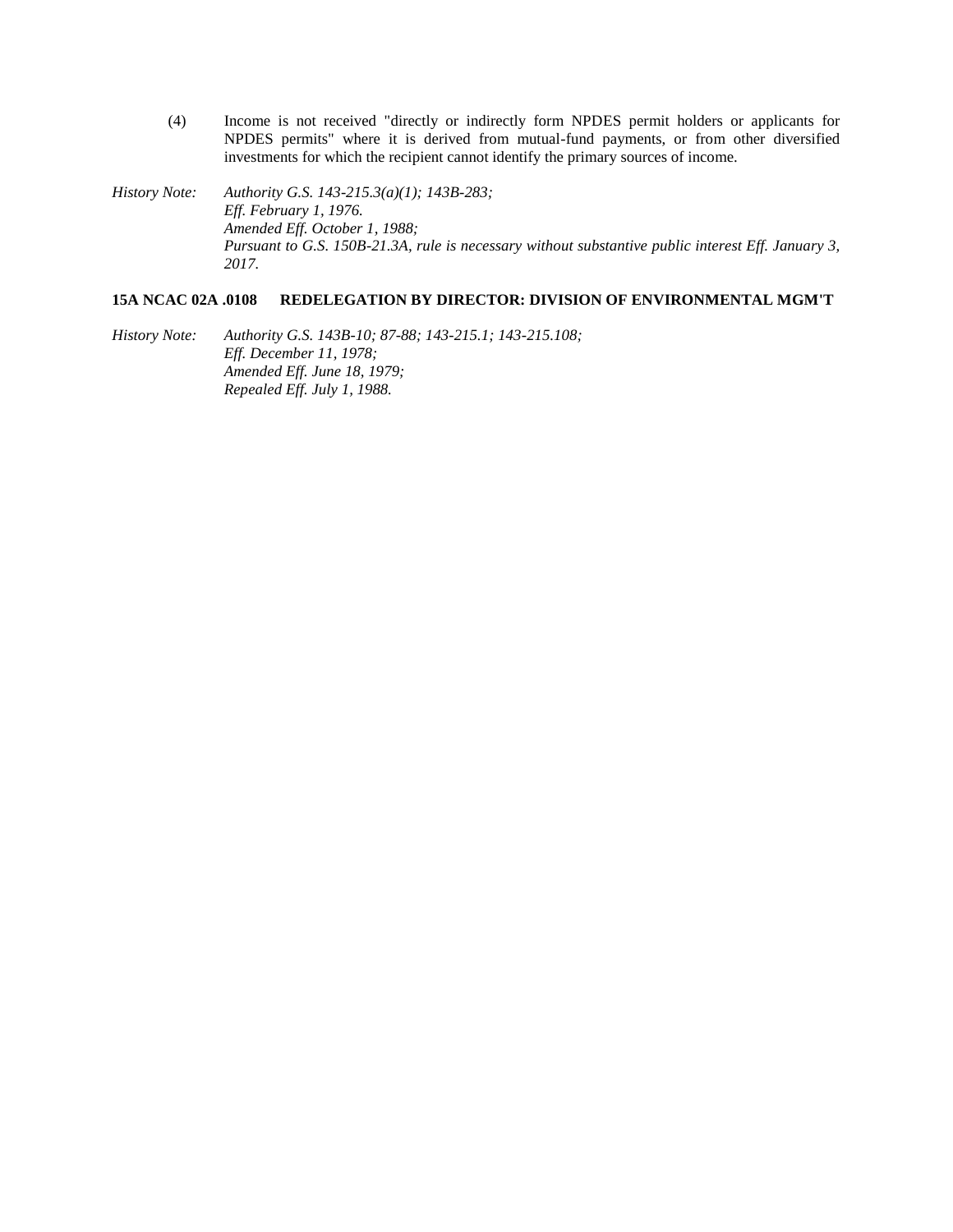(4) Income is not received "directly or indirectly form NPDES permit holders or applicants for NPDES permits" where it is derived from mutual-fund payments, or from other diversified investments for which the recipient cannot identify the primary sources of income.

*History Note: Authority G.S. 143-215.3(a)(1); 143B-283;*
*Eff. February 1, 1976.*
*Amended Eff. October 1, 1988;*
*Pursuant to G.S. 150B-21.3A, rule is necessary without substantive public interest Eff. January 3, 2017.*

**15A NCAC 02A .0108 REDELEGATION BY DIRECTOR: DIVISION OF ENVIRONMENTAL MGM'T**

*History Note: Authority G.S. 143B-10; 87-88; 143-215.1; 143-215.108;*
*Eff. December 11, 1978;*
*Amended Eff. June 18, 1979;*
*Repealed Eff. July 1, 1988.*